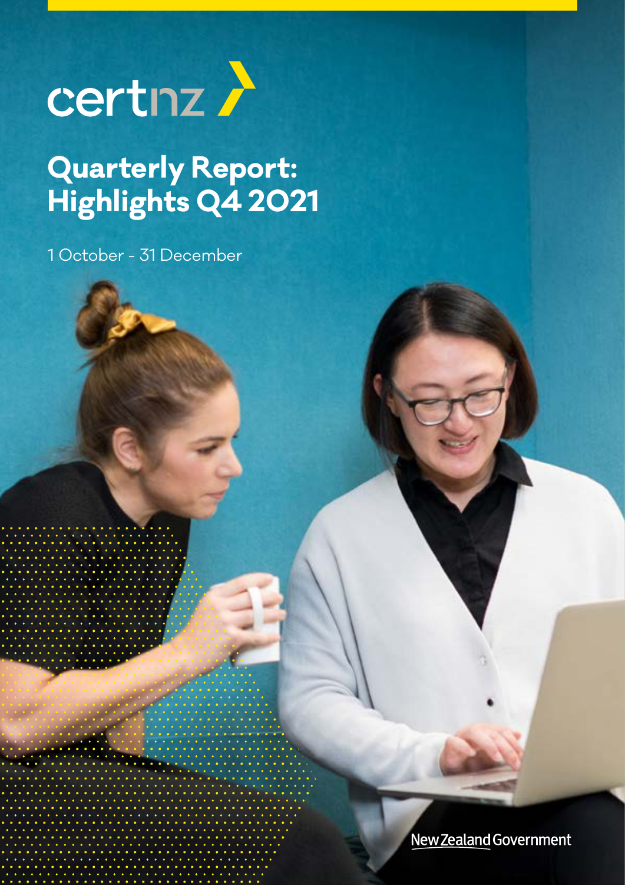certnz

# Quarterly Report: Highlights Q4 2021

1 October - 31 December

New Zealand Government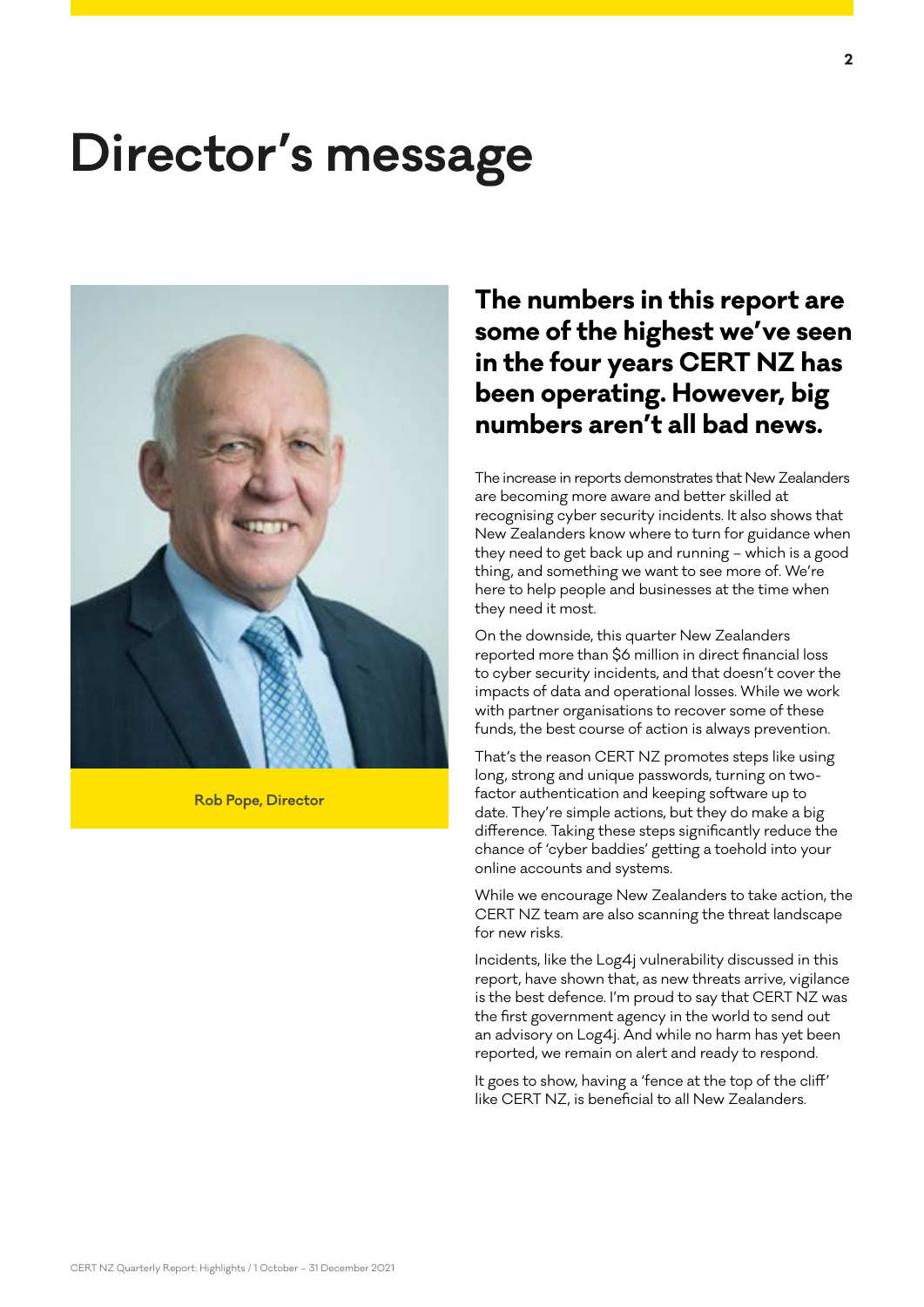# Director's message

Rob Pope, Director

## The numbers in this report are some of the highest we've seen in the four years CERT NZ has been operating. However, big numbers aren't all bad news.

The increase in reports demonstrates that New Zealanders are becoming more aware and better skilled at recognising cyber security incidents. It also shows that New Zealanders know where to turn for guidance when they need to get back up and running – which is a good thing, and something we want to see more of. We're here to help people and businesses at the time when they need it most.

On the downside, this quarter New Zealanders reported more than $6 million in direct financial loss to cyber security incidents, and that doesn't cover the impacts of data and operational losses. While we work with partner organisations to recover some of these funds, the best course of action is always prevention.

That's the reason CERT NZ promotes steps like using long, strong and unique passwords, turning on two-factor authentication and keeping software up to date. They're simple actions, but they do make a big difference. Taking these steps significantly reduce the chance of 'cyber baddies' getting a toehold into your online accounts and systems.

While we encourage New Zealanders to take action, the CERT NZ team are also scanning the threat landscape for new risks.

Incidents, like the Log4j vulnerability discussed in this report, have shown that, as new threats arrive, vigilance is the best defence. I'm proud to say that CERT NZ was the first government agency in the world to send out an advisory on Log4j. And while no harm has yet been reported, we remain on alert and ready to respond.

It goes to show, having a 'fence at the top of the cliff' like CERT NZ, is beneficial to all New Zealanders.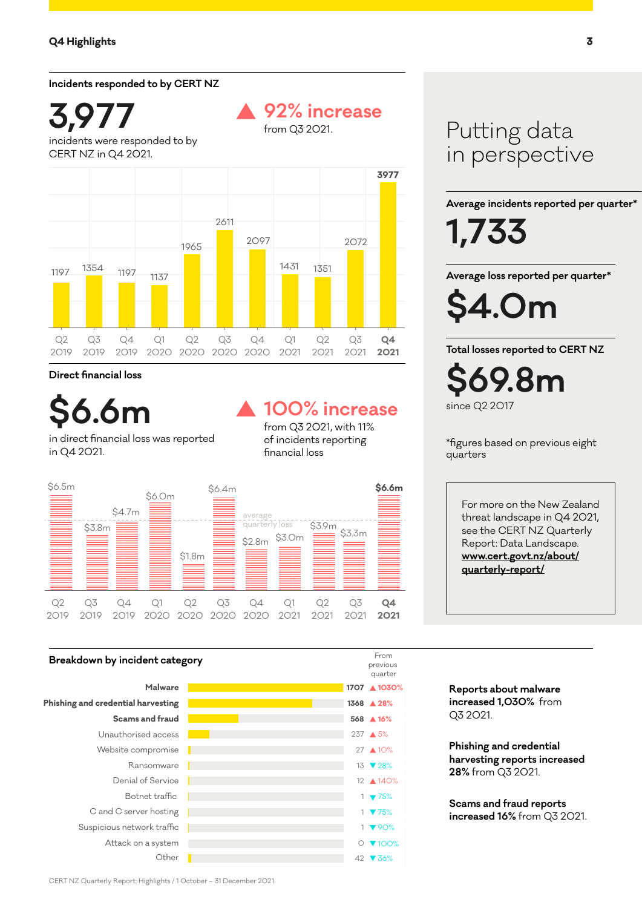## Q4 Highlights

### Incidents responded to by CERT NZ

**3,977**

incidents were responded to by CERT NZ in Q4 2021.

**▲ 92% increase** from Q3 2021.

| Quarter | Q2 2019 | Q3 2019 | Q4 2019 | Q1 2020 | Q2 2020 | Q3 2020 | Q4 2020 | Q1 2021 | Q2 2021 | Q3 2021 | **Q4 2021** |
|---|---|---|---|---|---|---|---|---|---|---|---|
| Incidents | 1197 | 1354 | 1197 | 1137 | 1965 | 2611 | 2097 | 1431 | 1351 | 2072 | **3977** |

### Direct financial loss

**$6.6m**

in direct financial loss was reported in Q4 2021.

**▲ 100% increase** from Q3 2021, with 11% of incidents reporting financial loss

| Quarter | Q2 2019 | Q3 2019 | Q4 2019 | Q1 2020 | Q2 2020 | Q3 2020 | Q4 2020 | Q1 2021 | Q2 2021 | Q3 2021 | **Q4 2021** |
|---|---|---|---|---|---|---|---|---|---|---|---|
| Loss | $6.5m | $3.8m | $4.7m | $6.0m | $1.8m | $6.4m | $2.8m | $3.0m | $3.9m | $3.3m | **$6.6m** |

(dashed line: average quarterly loss)

## Putting data in perspective

**Average incidents reported per quarter***

**1,733**

**Average loss reported per quarter***

**$4.0m**

**Total losses reported to CERT NZ**

**$69.8m**

since Q2 2017

*figures based on previous eight quarters

For more on the New Zealand threat landscape in Q4 2021, see the CERT NZ Quarterly Report: Data Landscape. **www.cert.govt.nz/about/quarterly-report/**

### Breakdown by incident category

| Category | Incidents | From previous quarter |
|---|---|---|
| **Malware** | **1707** | **▲ 1030%** |
| **Phishing and credential harvesting** | **1368** | **▲ 28%** |
| **Scams and fraud** | **568** | **▲ 16%** |
| Unauthorised access | 237 | ▲ 5% |
| Website compromise | 27 | ▲ 10% |
| Ransomware | 13 | ▼ 28% |
| Denial of Service | 12 | ▲ 140% |
| Botnet traffic | 1 | ▼ 75% |
| C and C server hosting | 1 | ▼ 75% |
| Suspicious network traffic | 1 | ▼ 90% |
| Attack on a system | 0 | ▼ 100% |
| Other | 42 | ▼ 36% |

**Reports about malware increased 1,030%** from Q3 2021.

**Phishing and credential harvesting reports increased 28%** from Q3 2021.

**Scams and fraud reports increased 16%** from Q3 2021.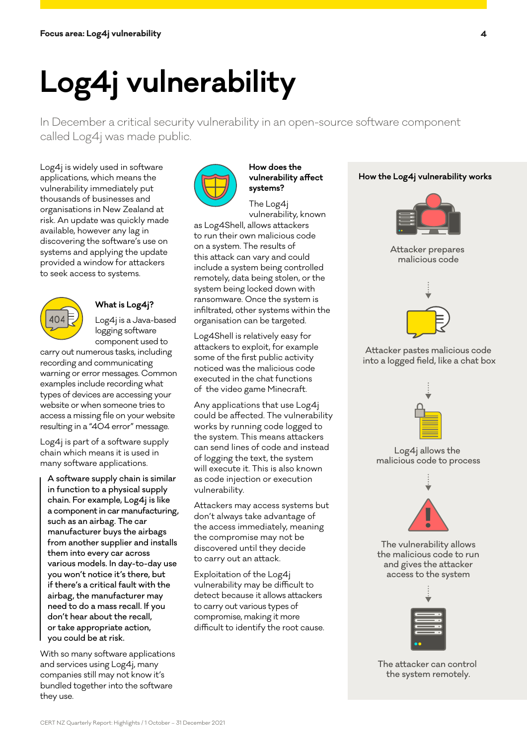# Log4j vulnerability

In December a critical security vulnerability in an open-source software component called Log4j was made public.

Log4j is widely used in software applications, which means the vulnerability immediately put thousands of businesses and organisations in New Zealand at risk. An update was quickly made available, however any lag in discovering the software's use on systems and applying the update provided a window for attackers to seek access to systems.

### What is Log4j?

Log4j is a Java-based logging software component used to carry out numerous tasks, including recording and communicating warning or error messages. Common examples include recording what types of devices are accessing your website or when someone tries to access a missing file on your website resulting in a "404 error" message.

Log4j is part of a software supply chain which means it is used in many software applications.

**A software supply chain is similar in function to a physical supply chain. For example, Log4j is like a component in car manufacturing, such as an airbag. The car manufacturer buys the airbags from another supplier and installs them into every car across various models. In day-to-day use you won't notice it's there, but if there's a critical fault with the airbag, the manufacturer may need to do a mass recall. If you don't hear about the recall, or take appropriate action, you could be at risk.**

With so many software applications and services using Log4j, many companies still may not know it's bundled together into the software they use.

### How does the vulnerability affect systems?

The Log4j vulnerability, known as Log4Shell, allows attackers to run their own malicious code on a system. The results of this attack can vary and could include a system being controlled remotely, data being stolen, or the system being locked down with ransomware. Once the system is infiltrated, other systems within the organisation can be targeted.

Log4Shell is relatively easy for attackers to exploit, for example some of the first public activity noticed was the malicious code executed in the chat functions of the video game Minecraft.

Any applications that use Log4j could be affected. The vulnerability works by running code logged to the system. This means attackers can send lines of code and instead of logging the text, the system will execute it. This is also known as code injection or execution vulnerability.

Attackers may access systems but don't always take advantage of the access immediately, meaning the compromise may not be discovered until they decide to carry out an attack.

Exploitation of the Log4j vulnerability may be difficult to detect because it allows attackers to carry out various types of compromise, making it more difficult to identify the root cause.

### How the Log4j vulnerability works

1. Attacker prepares malicious code
2. Attacker pastes malicious code into a logged field, like a chat box
3. Log4j allows the malicious code to process
4. The vulnerability allows the malicious code to run and gives the attacker access to the system
5. The attacker can control the system remotely.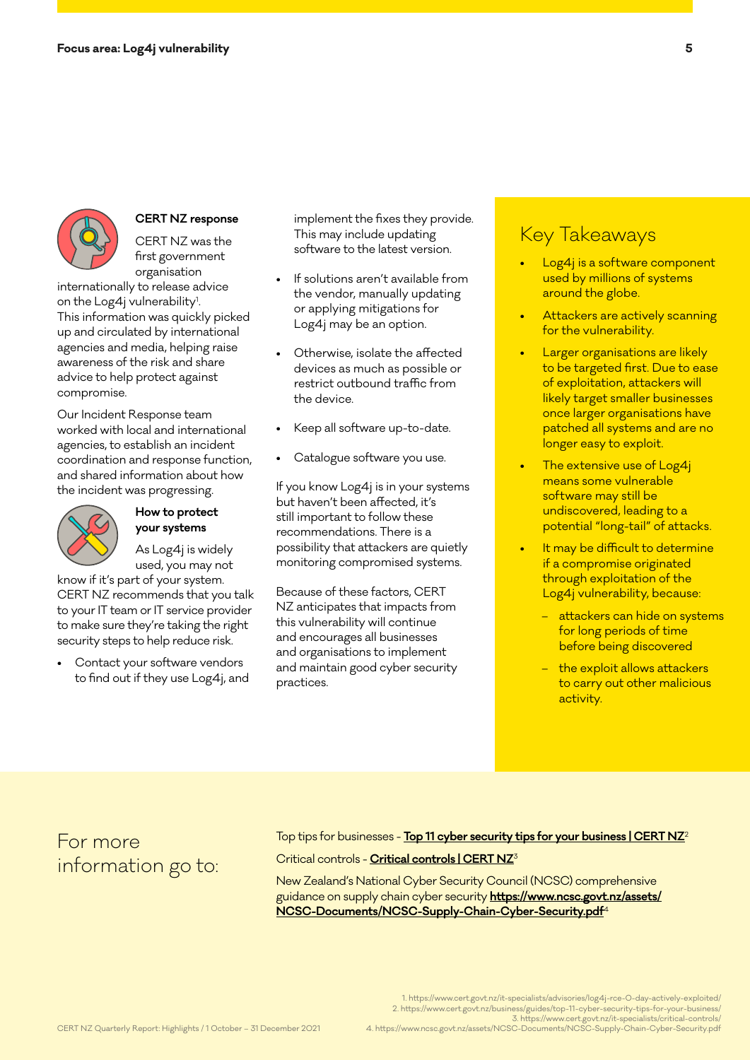## CERT NZ response

CERT NZ was the first government organisation internationally to release advice on the Log4j vulnerability[1]. This information was quickly picked up and circulated by international agencies and media, helping raise awareness of the risk and share advice to help protect against compromise.

Our Incident Response team worked with local and international agencies, to establish an incident coordination and response function, and shared information about how the incident was progressing.

## How to protect your systems

As Log4j is widely used, you may not know if it's part of your system. CERT NZ recommends that you talk to your IT team or IT service provider to make sure they're taking the right security steps to help reduce risk.

- Contact your software vendors to find out if they use Log4j, and implement the fixes they provide. This may include updating software to the latest version.
- If solutions aren't available from the vendor, manually updating or applying mitigations for Log4j may be an option.
- Otherwise, isolate the affected devices as much as possible or restrict outbound traffic from the device.
- Keep all software up-to-date.
- Catalogue software you use.

If you know Log4j is in your systems but haven't been affected, it's still important to follow these recommendations. There is a possibility that attackers are quietly monitoring compromised systems.

Because of these factors, CERT NZ anticipates that impacts from this vulnerability will continue and encourages all businesses and organisations to implement and maintain good cyber security practices.

## Key Takeaways

- Log4j is a software component used by millions of systems around the globe.
- Attackers are actively scanning for the vulnerability.
- Larger organisations are likely to be targeted first. Due to ease of exploitation, attackers will likely target smaller businesses once larger organisations have patched all systems and are no longer easy to exploit.
- The extensive use of Log4j means some vulnerable software may still be undiscovered, leading to a potential "long-tail" of attacks.
- It may be difficult to determine if a compromise originated through exploitation of the Log4j vulnerability, because:
  - attackers can hide on systems for long periods of time before being discovered
  - the exploit allows attackers to carry out other malicious activity.

## For more information go to:

Top tips for businesses - **Top 11 cyber security tips for your business | CERT NZ**[2]

Critical controls - **Critical controls | CERT NZ**[3]

New Zealand's National Cyber Security Council (NCSC) comprehensive guidance on supply chain cyber security **https://www.ncsc.govt.nz/assets/NCSC-Documents/NCSC-Supply-Chain-Cyber-Security.pdf**[4]

1. https://www.cert.govt.nz/it-specialists/advisories/log4j-rce-0-day-actively-exploited/
2. https://www.cert.govt.nz/business/guides/top-11-cyber-security-tips-for-your-business/
3. https://www.cert.govt.nz/it-specialists/critical-controls/
4. https://www.ncsc.govt.nz/assets/NCSC-Documents/NCSC-Supply-Chain-Cyber-Security.pdf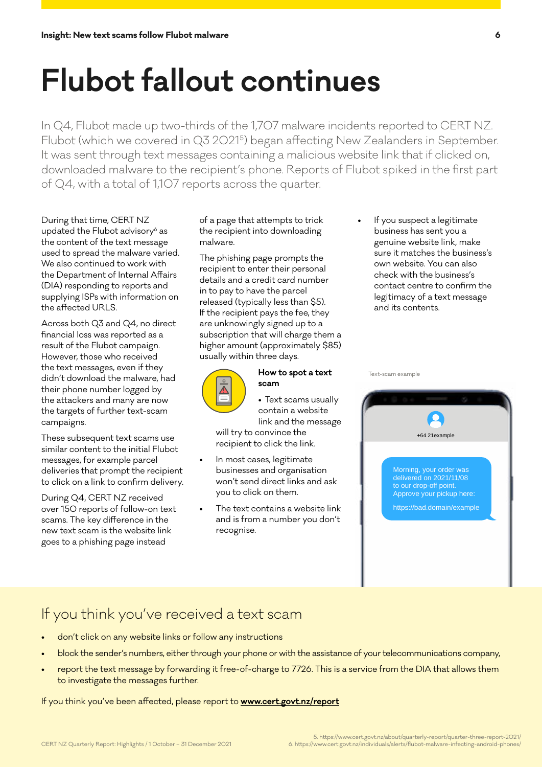# Flubot fallout continues

In Q4, Flubot made up two-thirds of the 1,707 malware incidents reported to CERT NZ. Flubot (which we covered in Q3 2021[5]) began affecting New Zealanders in September. It was sent through text messages containing a malicious website link that if clicked on, downloaded malware to the recipient's phone. Reports of Flubot spiked in the first part of Q4, with a total of 1,107 reports across the quarter.

During that time, CERT NZ updated the Flubot advisory[6] as the content of the text message used to spread the malware varied. We also continued to work with the Department of Internal Affairs (DIA) responding to reports and supplying ISPs with information on the affected URLS.

Across both Q3 and Q4, no direct financial loss was reported as a result of the Flubot campaign. However, those who received the text messages, even if they didn't download the malware, had their phone number logged by the attackers and many are now the targets of further text-scam campaigns.

These subsequent text scams use similar content to the initial Flubot messages, for example parcel deliveries that prompt the recipient to click on a link to confirm delivery.

During Q4, CERT NZ received over 150 reports of follow-on text scams. The key difference in the new text scam is the website link goes to a phishing page instead of a page that attempts to trick the recipient into downloading malware.

The phishing page prompts the recipient to enter their personal details and a credit card number in to pay to have the parcel released (typically less than $5). If the recipient pays the fee, they are unknowingly signed up to a subscription that will charge them a higher amount (approximately $85) usually within three days.

### How to spot a text scam

- Text scams usually contain a website link and the message will try to convince the recipient to click the link.
- In most cases, legitimate businesses and organisation won't send direct links and ask you to click on them.
- The text contains a website link and is from a number you don't recognise.
- If you suspect a legitimate business has sent you a genuine website link, make sure it matches the business's own website. You can also check with the business's contact centre to confirm the legitimacy of a text message and its contents.

Text-scam example

+64 21example

Morning, your order was delivered on 2021/11/08 to our drop-off point. Approve your pickup here:

https://bad.domain/example

## If you think you've received a text scam

- don't click on any website links or follow any instructions
- block the sender's numbers, either through your phone or with the assistance of your telecommunications company,
- report the text message by forwarding it free-of-charge to 7726. This is a service from the DIA that allows them to investigate the messages further.

If you think you've been affected, please report to **www.cert.govt.nz/report**

5. https://www.cert.govt.nz/about/quarterly-report/quarter-three-report-2021/
6. https://www.cert.govt.nz/individuals/alerts/flubot-malware-infecting-android-phones/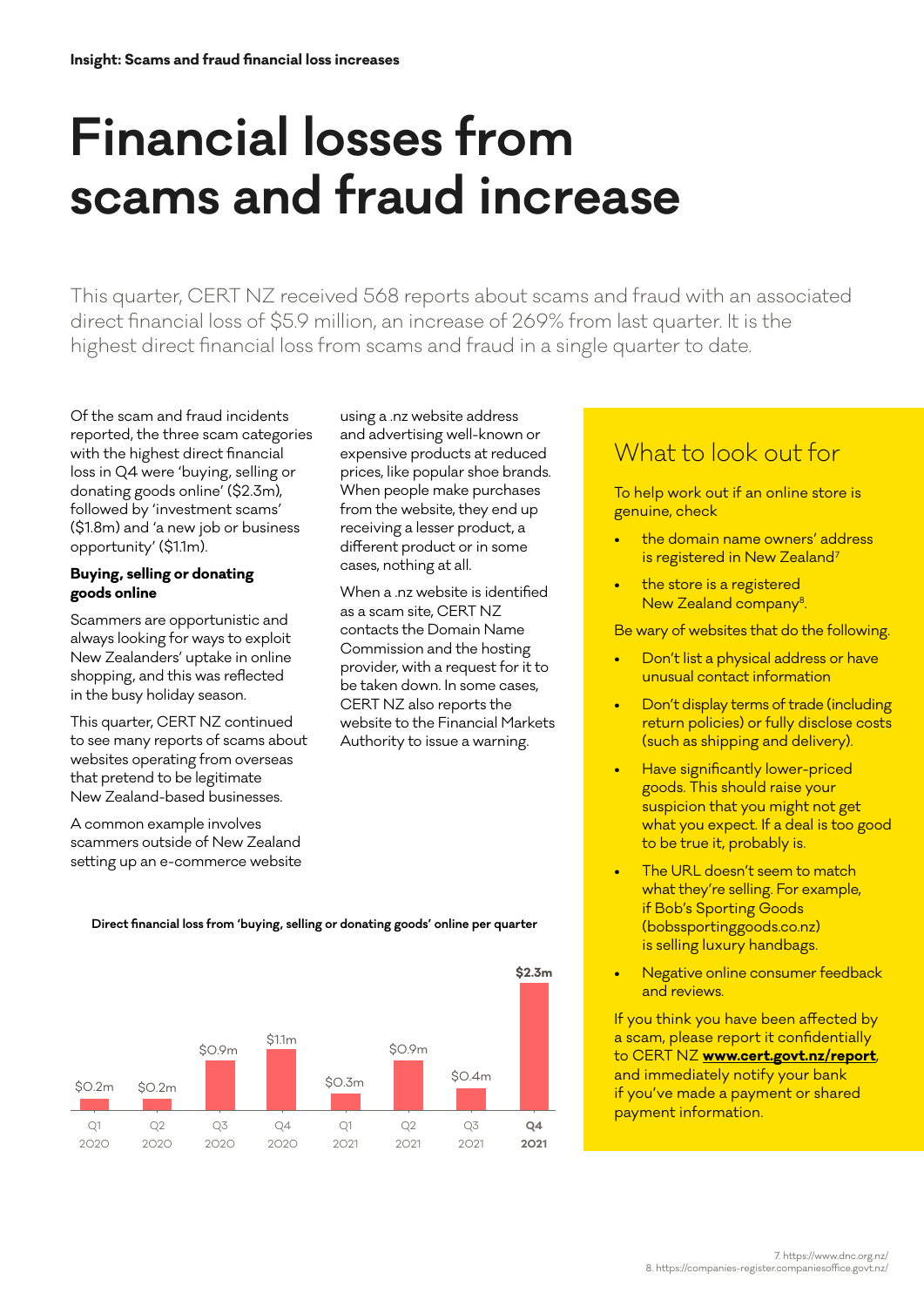**Insight: Scams and fraud financial loss increases**

# Financial losses from scams and fraud increase

This quarter, CERT NZ received 568 reports about scams and fraud with an associated direct financial loss of $5.9 million, an increase of 269% from last quarter. It is the highest direct financial loss from scams and fraud in a single quarter to date.

Of the scam and fraud incidents reported, the three scam categories with the highest direct financial loss in Q4 were 'buying, selling or donating goods online' ($2.3m), followed by 'investment scams' ($1.8m) and 'a new job or business opportunity' ($1.1m).

**Buying, selling or donating goods online**

Scammers are opportunistic and always looking for ways to exploit New Zealanders' uptake in online shopping, and this was reflected in the busy holiday season.

This quarter, CERT NZ continued to see many reports of scams about websites operating from overseas that pretend to be legitimate New Zealand-based businesses.

A common example involves scammers outside of New Zealand setting up an e-commerce website using a .nz website address and advertising well-known or expensive products at reduced prices, like popular shoe brands. When people make purchases from the website, they end up receiving a lesser product, a different product or in some cases, nothing at all.

When a .nz website is identified as a scam site, CERT NZ contacts the Domain Name Commission and the hosting provider, with a request for it to be taken down. In some cases, CERT NZ also reports the website to the Financial Markets Authority to issue a warning.

**Direct financial loss from 'buying, selling or donating goods' online per quarter**

$0.2m
$0.2m
$0.9m
$1.1m
$0.3m
$0.9m
$0.4m
$2.3m

Q1 2020
Q2 2020
Q3 2020
Q4 2020
Q1 2021
Q2 2021
Q3 2021
Q4 2021

## What to look out for

To help work out if an online store is genuine, check

- the domain name owners' address is registered in New Zealand[7]
- the store is a registered New Zealand company[8].

Be wary of websites that do the following.

- Don't list a physical address or have unusual contact information
- Don't display terms of trade (including return policies) or fully disclose costs (such as shipping and delivery).
- Have significantly lower-priced goods. This should raise your suspicion that you might not get what you expect. If a deal is too good to be true it, probably is.
- The URL doesn't seem to match what they're selling. For example, if Bob's Sporting Goods (bobssportinggoods.co.nz) is selling luxury handbags.
- Negative online consumer feedback and reviews.

If you think you have been affected by a scam, please report it confidentially to CERT NZ **www.cert.govt.nz/report**, and immediately notify your bank if you've made a payment or shared payment information.

7. https://www.dnc.org.nz/
8. https://companies-register.companiesoffice.govt.nz/